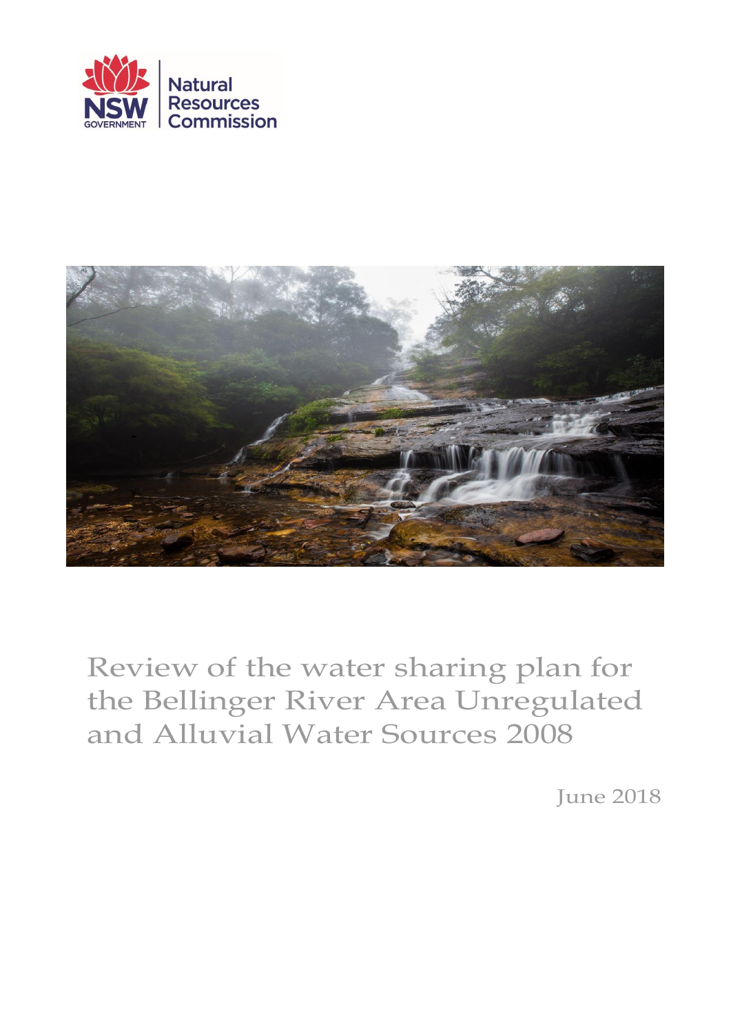NSW GOVERNMENT | Natural Resources Commission

# Review of the water sharing plan for the Bellinger River Area Unregulated and Alluvial Water Sources 2008

June 2018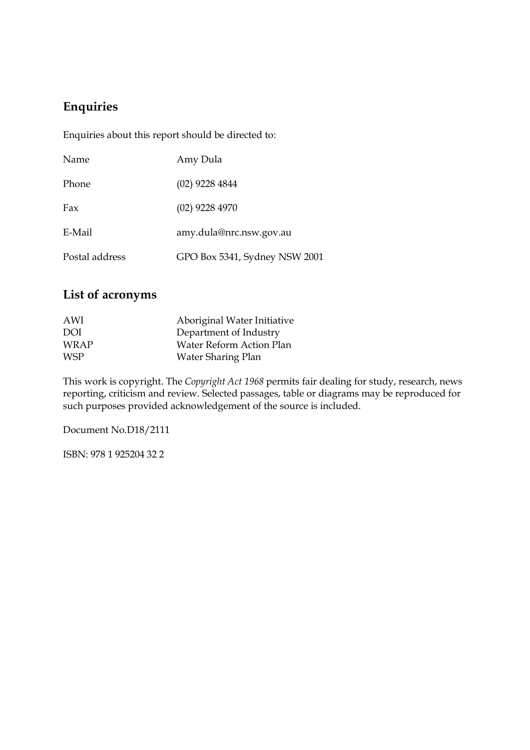## Enquiries

Enquiries about this report should be directed to:

| | |
|---|---|
| Name | Amy Dula |
| Phone | (02) 9228 4844 |
| Fax | (02) 9228 4970 |
| E-Mail | amy.dula@nrc.nsw.gov.au |
| Postal address | GPO Box 5341, Sydney NSW 2001 |

## List of acronyms

| | |
|---|---|
| AWI | Aboriginal Water Initiative |
| DOI | Department of Industry |
| WRAP | Water Reform Action Plan |
| WSP | Water Sharing Plan |

This work is copyright. The *Copyright Act 1968* permits fair dealing for study, research, news reporting, criticism and review. Selected passages, table or diagrams may be reproduced for such purposes provided acknowledgement of the source is included.

Document No.D18/2111

ISBN: 978 1 925204 32 2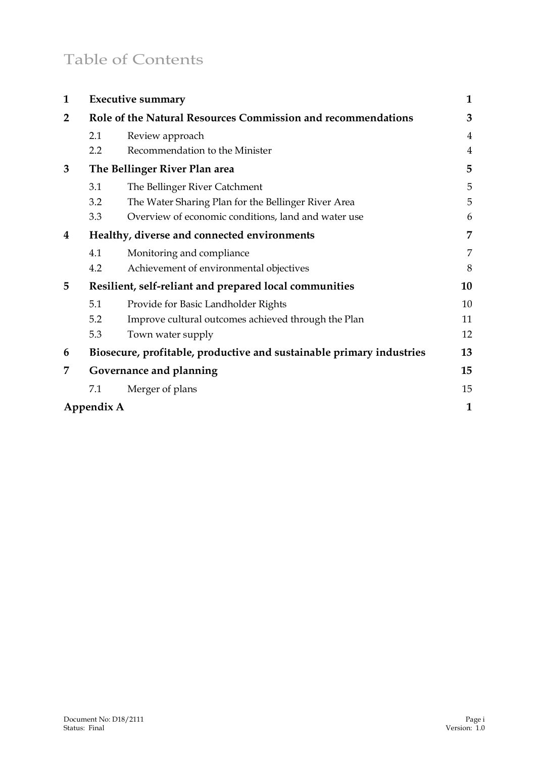# Table of Contents

| | | | |
|---|---|---|---|
| **1** | **Executive summary** | | **1** |
| **2** | **Role of the Natural Resources Commission and recommendations** | | **3** |
| | 2.1 | Review approach | 4 |
| | 2.2 | Recommendation to the Minister | 4 |
| **3** | **The Bellinger River Plan area** | | **5** |
| | 3.1 | The Bellinger River Catchment | 5 |
| | 3.2 | The Water Sharing Plan for the Bellinger River Area | 5 |
| | 3.3 | Overview of economic conditions, land and water use | 6 |
| **4** | **Healthy, diverse and connected environments** | | **7** |
| | 4.1 | Monitoring and compliance | 7 |
| | 4.2 | Achievement of environmental objectives | 8 |
| **5** | **Resilient, self-reliant and prepared local communities** | | **10** |
| | 5.1 | Provide for Basic Landholder Rights | 10 |
| | 5.2 | Improve cultural outcomes achieved through the Plan | 11 |
| | 5.3 | Town water supply | 12 |
| **6** | **Biosecure, profitable, productive and sustainable primary industries** | | **13** |
| **7** | **Governance and planning** | | **15** |
| | 7.1 | Merger of plans | 15 |
| **Appendix A** | | | **1** |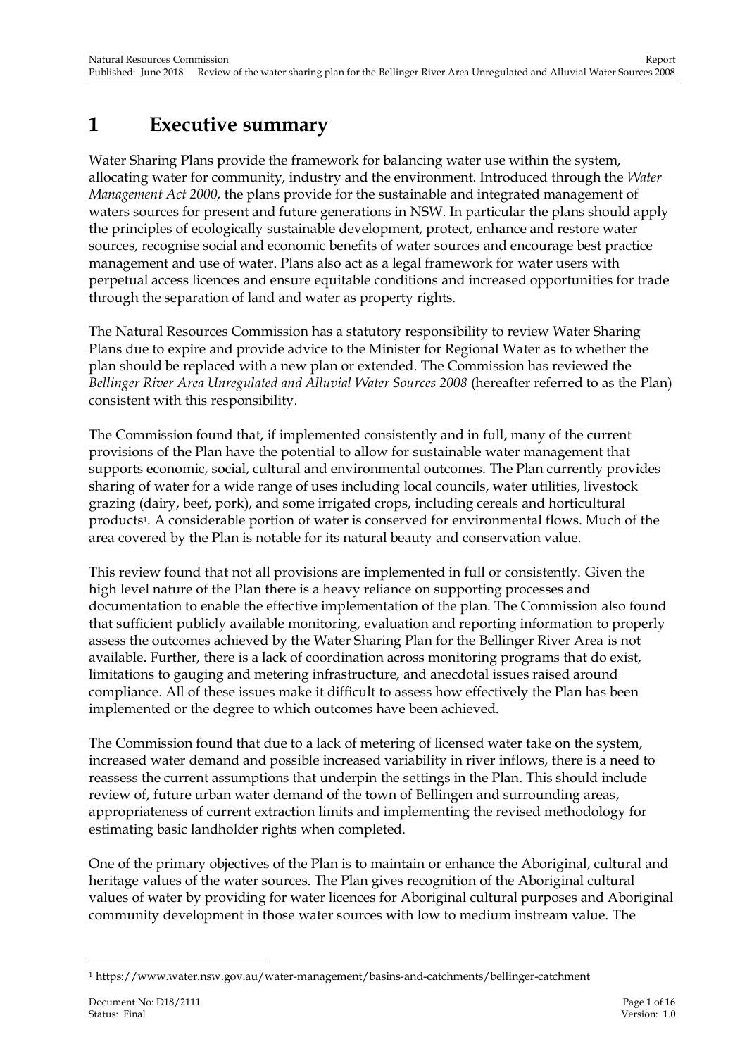# 1 Executive summary

Water Sharing Plans provide the framework for balancing water use within the system, allocating water for community, industry and the environment. Introduced through the *Water Management Act 2000*, the plans provide for the sustainable and integrated management of waters sources for present and future generations in NSW. In particular the plans should apply the principles of ecologically sustainable development, protect, enhance and restore water sources, recognise social and economic benefits of water sources and encourage best practice management and use of water. Plans also act as a legal framework for water users with perpetual access licences and ensure equitable conditions and increased opportunities for trade through the separation of land and water as property rights.

The Natural Resources Commission has a statutory responsibility to review Water Sharing Plans due to expire and provide advice to the Minister for Regional Water as to whether the plan should be replaced with a new plan or extended. The Commission has reviewed the *Bellinger River Area Unregulated and Alluvial Water Sources 2008* (hereafter referred to as the Plan) consistent with this responsibility.

The Commission found that, if implemented consistently and in full, many of the current provisions of the Plan have the potential to allow for sustainable water management that supports economic, social, cultural and environmental outcomes. The Plan currently provides sharing of water for a wide range of uses including local councils, water utilities, livestock grazing (dairy, beef, pork), and some irrigated crops, including cereals and horticultural products[1]. A considerable portion of water is conserved for environmental flows. Much of the area covered by the Plan is notable for its natural beauty and conservation value.

This review found that not all provisions are implemented in full or consistently. Given the high level nature of the Plan there is a heavy reliance on supporting processes and documentation to enable the effective implementation of the plan. The Commission also found that sufficient publicly available monitoring, evaluation and reporting information to properly assess the outcomes achieved by the Water Sharing Plan for the Bellinger River Area is not available. Further, there is a lack of coordination across monitoring programs that do exist, limitations to gauging and metering infrastructure, and anecdotal issues raised around compliance. All of these issues make it difficult to assess how effectively the Plan has been implemented or the degree to which outcomes have been achieved.

The Commission found that due to a lack of metering of licensed water take on the system, increased water demand and possible increased variability in river inflows, there is a need to reassess the current assumptions that underpin the settings in the Plan. This should include review of, future urban water demand of the town of Bellingen and surrounding areas, appropriateness of current extraction limits and implementing the revised methodology for estimating basic landholder rights when completed.

One of the primary objectives of the Plan is to maintain or enhance the Aboriginal, cultural and heritage values of the water sources. The Plan gives recognition of the Aboriginal cultural values of water by providing for water licences for Aboriginal cultural purposes and Aboriginal community development in those water sources with low to medium instream value. The

[1] https://www.water.nsw.gov.au/water-management/basins-and-catchments/bellinger-catchment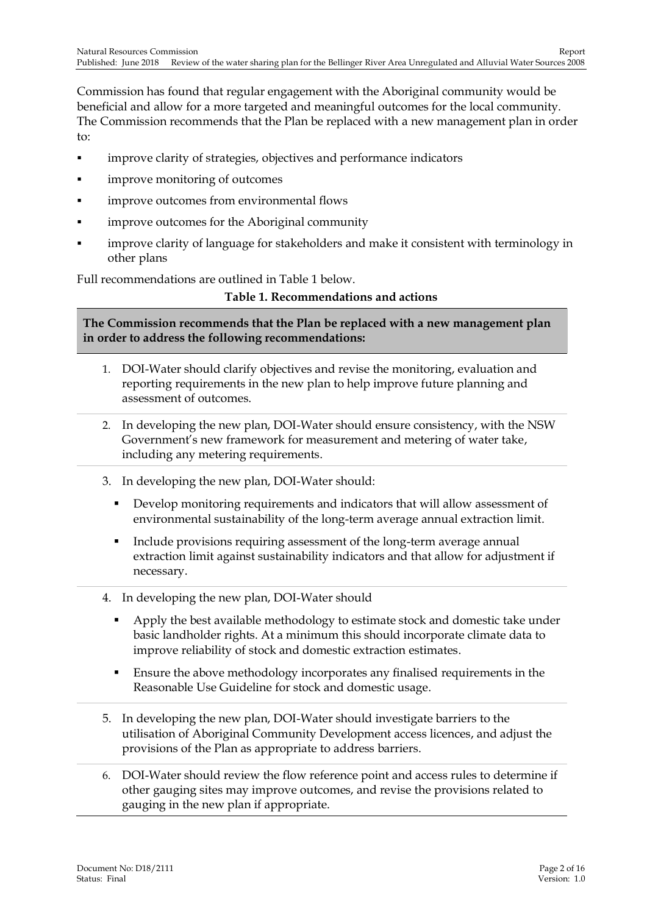Commission has found that regular engagement with the Aboriginal community would be beneficial and allow for a more targeted and meaningful outcomes for the local community. The Commission recommends that the Plan be replaced with a new management plan in order to:

- improve clarity of strategies, objectives and performance indicators
- improve monitoring of outcomes
- improve outcomes from environmental flows
- improve outcomes for the Aboriginal community
- improve clarity of language for stakeholders and make it consistent with terminology in other plans

Full recommendations are outlined in Table 1 below.

**Table 1. Recommendations and actions**

**The Commission recommends that the Plan be replaced with a new management plan in order to address the following recommendations:**

1. DOI-Water should clarify objectives and revise the monitoring, evaluation and reporting requirements in the new plan to help improve future planning and assessment of outcomes.

2. In developing the new plan, DOI-Water should ensure consistency, with the NSW Government's new framework for measurement and metering of water take, including any metering requirements.

3. In developing the new plan, DOI-Water should:
   - Develop monitoring requirements and indicators that will allow assessment of environmental sustainability of the long-term average annual extraction limit.
   - Include provisions requiring assessment of the long-term average annual extraction limit against sustainability indicators and that allow for adjustment if necessary.

4. In developing the new plan, DOI-Water should
   - Apply the best available methodology to estimate stock and domestic take under basic landholder rights. At a minimum this should incorporate climate data to improve reliability of stock and domestic extraction estimates.
   - Ensure the above methodology incorporates any finalised requirements in the Reasonable Use Guideline for stock and domestic usage.

5. In developing the new plan, DOI-Water should investigate barriers to the utilisation of Aboriginal Community Development access licences, and adjust the provisions of the Plan as appropriate to address barriers.

6. DOI-Water should review the flow reference point and access rules to determine if other gauging sites may improve outcomes, and revise the provisions related to gauging in the new plan if appropriate.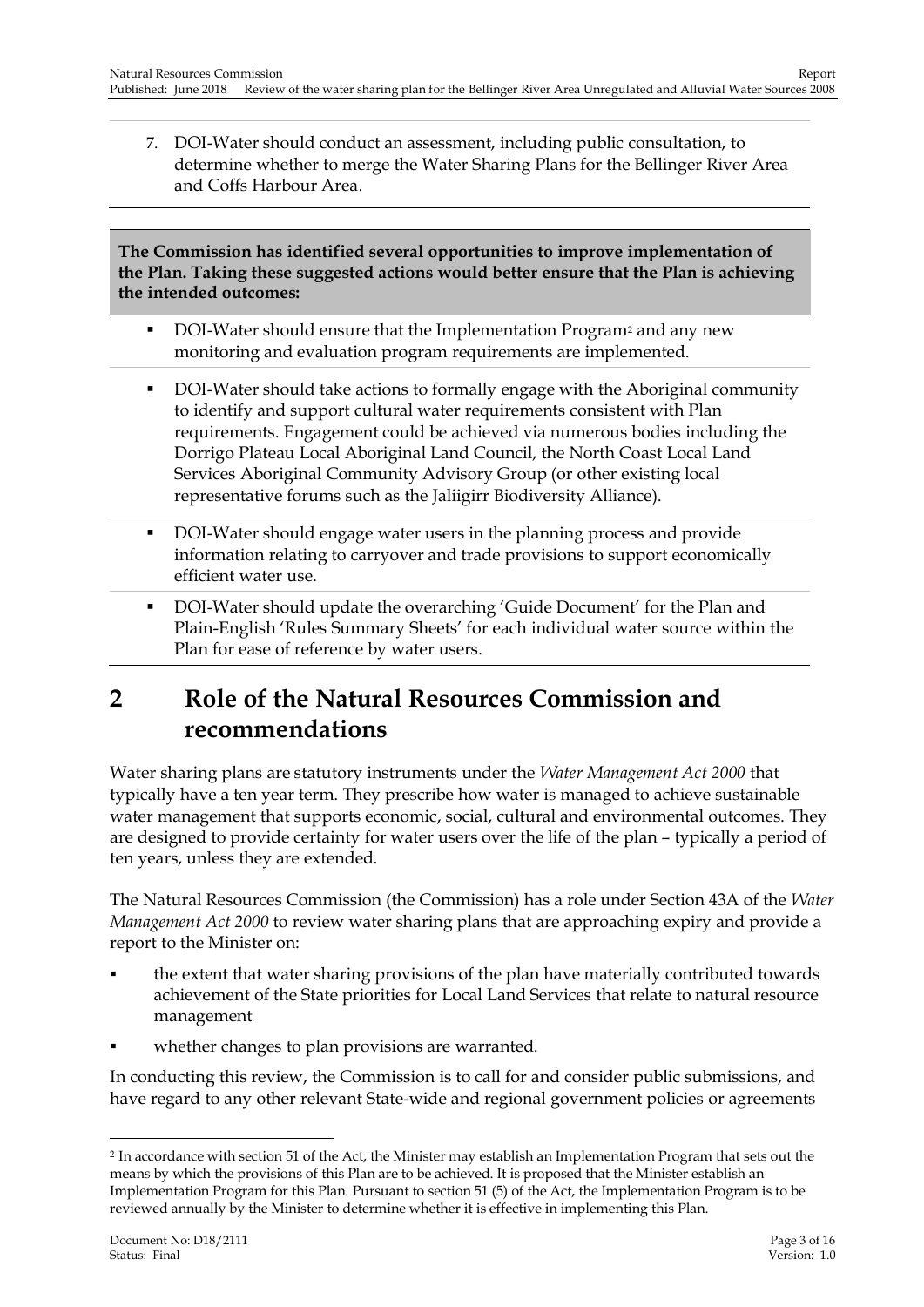7. DOI-Water should conduct an assessment, including public consultation, to determine whether to merge the Water Sharing Plans for the Bellinger River Area and Coffs Harbour Area.

**The Commission has identified several opportunities to improve implementation of the Plan. Taking these suggested actions would better ensure that the Plan is achieving the intended outcomes:**

- DOI-Water should ensure that the Implementation Program[2] and any new monitoring and evaluation program requirements are implemented.
- DOI-Water should take actions to formally engage with the Aboriginal community to identify and support cultural water requirements consistent with Plan requirements. Engagement could be achieved via numerous bodies including the Dorrigo Plateau Local Aboriginal Land Council, the North Coast Local Land Services Aboriginal Community Advisory Group (or other existing local representative forums such as the Jaliigirr Biodiversity Alliance).
- DOI-Water should engage water users in the planning process and provide information relating to carryover and trade provisions to support economically efficient water use.
- DOI-Water should update the overarching 'Guide Document' for the Plan and Plain-English 'Rules Summary Sheets' for each individual water source within the Plan for ease of reference by water users.

# 2 Role of the Natural Resources Commission and recommendations

Water sharing plans are statutory instruments under the *Water Management Act 2000* that typically have a ten year term. They prescribe how water is managed to achieve sustainable water management that supports economic, social, cultural and environmental outcomes. They are designed to provide certainty for water users over the life of the plan – typically a period of ten years, unless they are extended.

The Natural Resources Commission (the Commission) has a role under Section 43A of the *Water Management Act 2000* to review water sharing plans that are approaching expiry and provide a report to the Minister on:

- the extent that water sharing provisions of the plan have materially contributed towards achievement of the State priorities for Local Land Services that relate to natural resource management
- whether changes to plan provisions are warranted.

In conducting this review, the Commission is to call for and consider public submissions, and have regard to any other relevant State-wide and regional government policies or agreements

[2] In accordance with section 51 of the Act, the Minister may establish an Implementation Program that sets out the means by which the provisions of this Plan are to be achieved. It is proposed that the Minister establish an Implementation Program for this Plan. Pursuant to section 51 (5) of the Act, the Implementation Program is to be reviewed annually by the Minister to determine whether it is effective in implementing this Plan.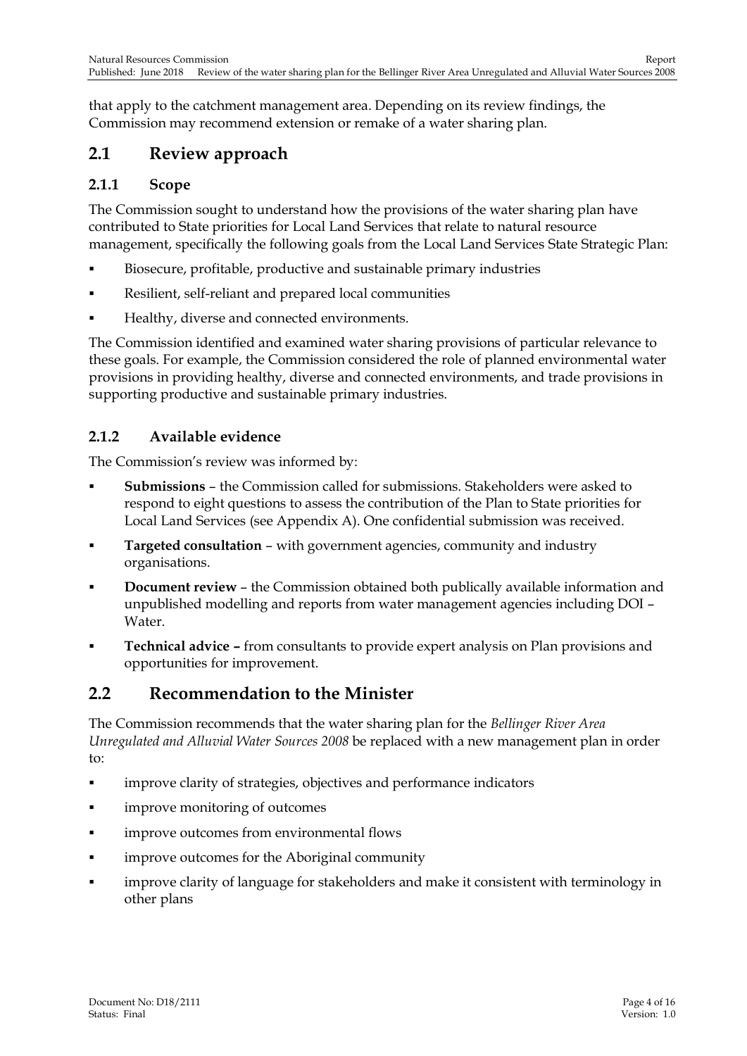that apply to the catchment management area. Depending on its review findings, the Commission may recommend extension or remake of a water sharing plan.

## 2.1 Review approach

### 2.1.1 Scope

The Commission sought to understand how the provisions of the water sharing plan have contributed to State priorities for Local Land Services that relate to natural resource management, specifically the following goals from the Local Land Services State Strategic Plan:

- Biosecure, profitable, productive and sustainable primary industries
- Resilient, self-reliant and prepared local communities
- Healthy, diverse and connected environments.

The Commission identified and examined water sharing provisions of particular relevance to these goals. For example, the Commission considered the role of planned environmental water provisions in providing healthy, diverse and connected environments, and trade provisions in supporting productive and sustainable primary industries.

### 2.1.2 Available evidence

The Commission's review was informed by:

- **Submissions** – the Commission called for submissions. Stakeholders were asked to respond to eight questions to assess the contribution of the Plan to State priorities for Local Land Services (see Appendix A). One confidential submission was received.
- **Targeted consultation** – with government agencies, community and industry organisations.
- **Document review** – the Commission obtained both publically available information and unpublished modelling and reports from water management agencies including DOI – Water.
- **Technical advice –** from consultants to provide expert analysis on Plan provisions and opportunities for improvement.

## 2.2 Recommendation to the Minister

The Commission recommends that the water sharing plan for the *Bellinger River Area Unregulated and Alluvial Water Sources 2008* be replaced with a new management plan in order to:

- improve clarity of strategies, objectives and performance indicators
- improve monitoring of outcomes
- improve outcomes from environmental flows
- improve outcomes for the Aboriginal community
- improve clarity of language for stakeholders and make it consistent with terminology in other plans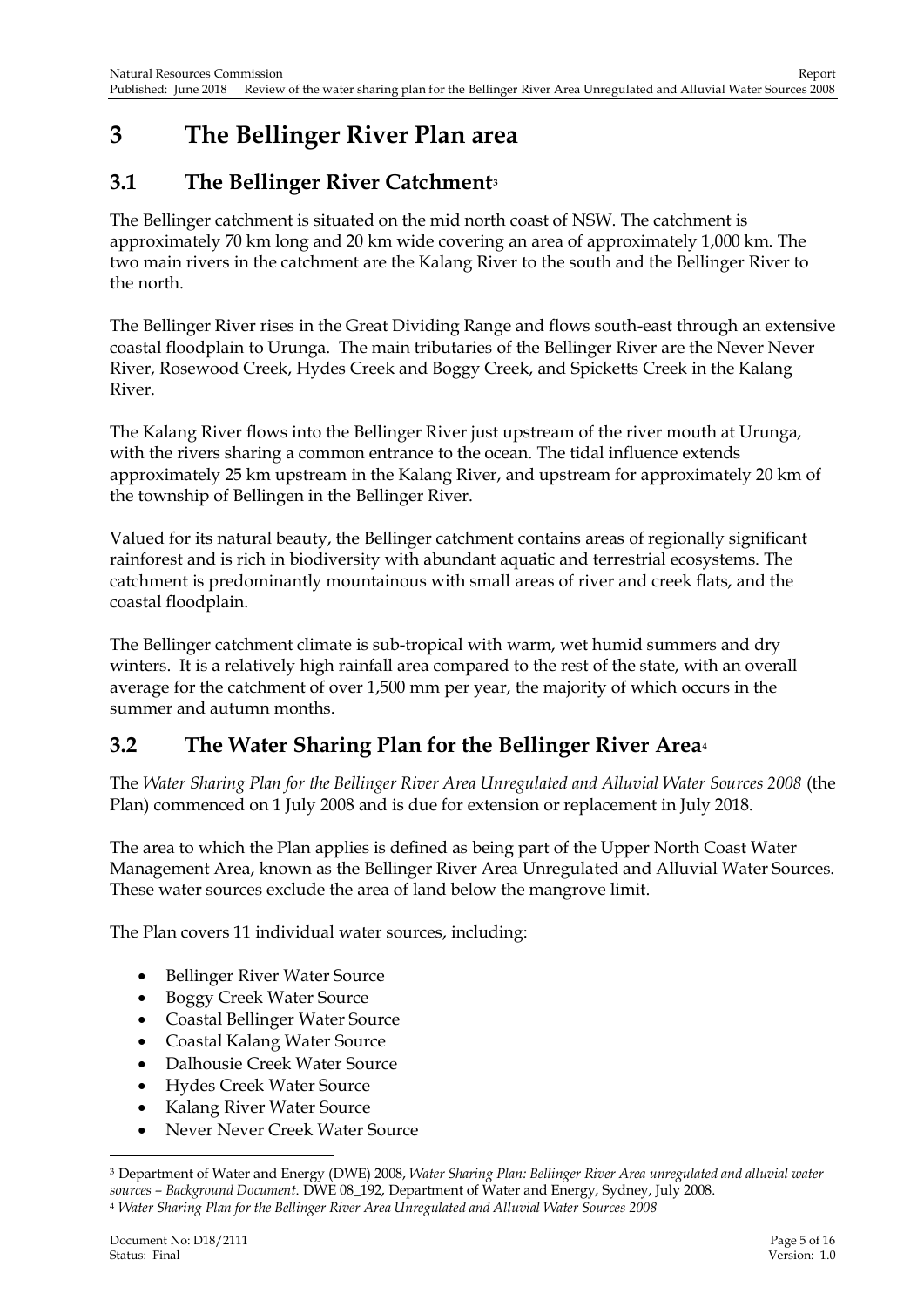# 3 The Bellinger River Plan area

## 3.1 The Bellinger River Catchment[3]

The Bellinger catchment is situated on the mid north coast of NSW. The catchment is approximately 70 km long and 20 km wide covering an area of approximately 1,000 km. The two main rivers in the catchment are the Kalang River to the south and the Bellinger River to the north.

The Bellinger River rises in the Great Dividing Range and flows south-east through an extensive coastal floodplain to Urunga. The main tributaries of the Bellinger River are the Never Never River, Rosewood Creek, Hydes Creek and Boggy Creek, and Spicketts Creek in the Kalang River.

The Kalang River flows into the Bellinger River just upstream of the river mouth at Urunga, with the rivers sharing a common entrance to the ocean. The tidal influence extends approximately 25 km upstream in the Kalang River, and upstream for approximately 20 km of the township of Bellingen in the Bellinger River.

Valued for its natural beauty, the Bellinger catchment contains areas of regionally significant rainforest and is rich in biodiversity with abundant aquatic and terrestrial ecosystems. The catchment is predominantly mountainous with small areas of river and creek flats, and the coastal floodplain.

The Bellinger catchment climate is sub-tropical with warm, wet humid summers and dry winters. It is a relatively high rainfall area compared to the rest of the state, with an overall average for the catchment of over 1,500 mm per year, the majority of which occurs in the summer and autumn months.

## 3.2 The Water Sharing Plan for the Bellinger River Area[4]

The *Water Sharing Plan for the Bellinger River Area Unregulated and Alluvial Water Sources 2008* (the Plan) commenced on 1 July 2008 and is due for extension or replacement in July 2018.

The area to which the Plan applies is defined as being part of the Upper North Coast Water Management Area, known as the Bellinger River Area Unregulated and Alluvial Water Sources. These water sources exclude the area of land below the mangrove limit.

The Plan covers 11 individual water sources, including:

- Bellinger River Water Source
- Boggy Creek Water Source
- Coastal Bellinger Water Source
- Coastal Kalang Water Source
- Dalhousie Creek Water Source
- Hydes Creek Water Source
- Kalang River Water Source
- Never Never Creek Water Source

---

[3] Department of Water and Energy (DWE) 2008, *Water Sharing Plan: Bellinger River Area unregulated and alluvial water sources – Background Document.* DWE 08_192, Department of Water and Energy, Sydney, July 2008.

[4] *Water Sharing Plan for the Bellinger River Area Unregulated and Alluvial Water Sources 2008*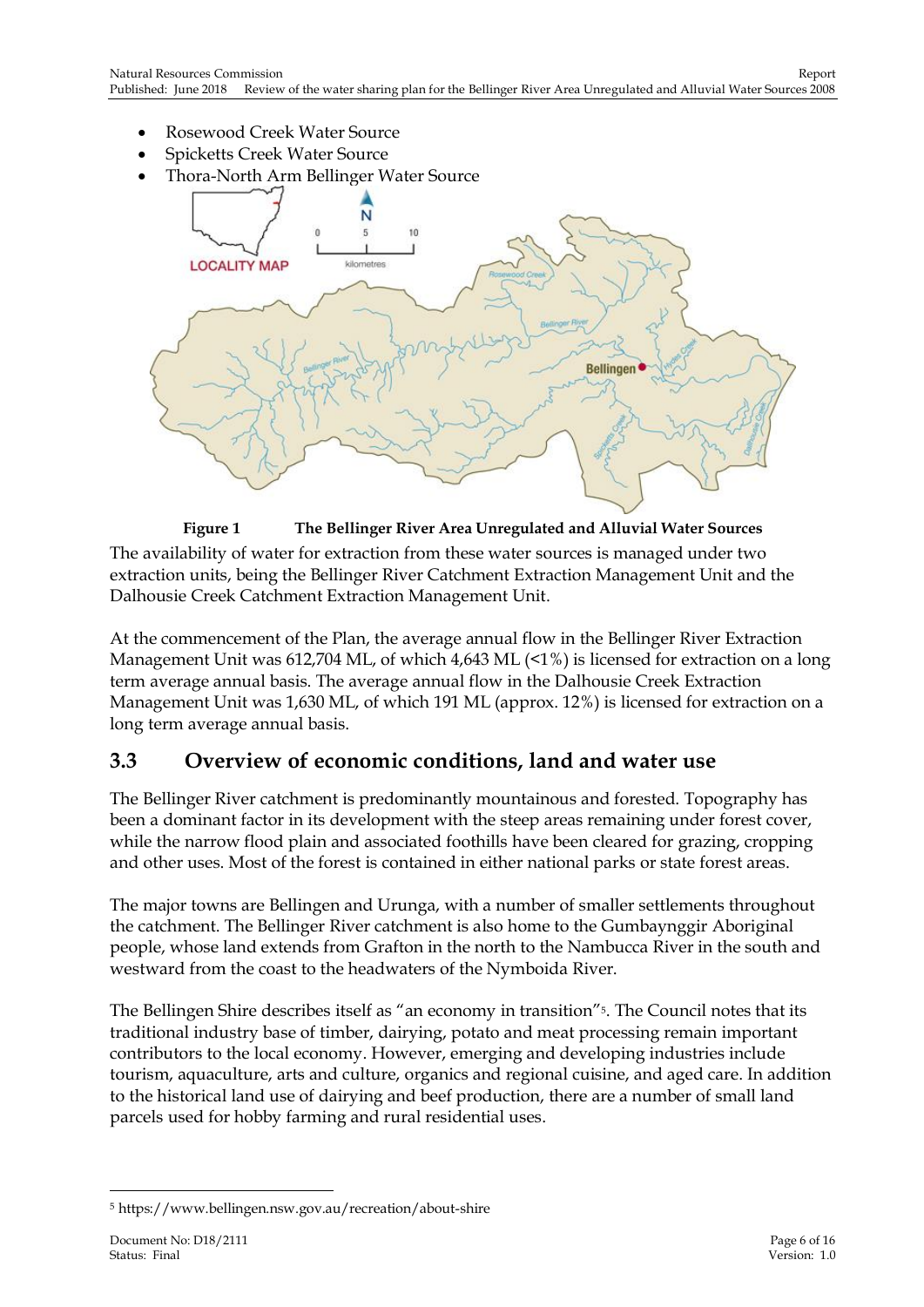- Rosewood Creek Water Source
- Spicketts Creek Water Source
- Thora-North Arm Bellinger Water Source

**Figure 1 The Bellinger River Area Unregulated and Alluvial Water Sources**

The availability of water for extraction from these water sources is managed under two extraction units, being the Bellinger River Catchment Extraction Management Unit and the Dalhousie Creek Catchment Extraction Management Unit.

At the commencement of the Plan, the average annual flow in the Bellinger River Extraction Management Unit was 612,704 ML, of which 4,643 ML (<1%) is licensed for extraction on a long term average annual basis. The average annual flow in the Dalhousie Creek Extraction Management Unit was 1,630 ML, of which 191 ML (approx. 12%) is licensed for extraction on a long term average annual basis.

## 3.3 Overview of economic conditions, land and water use

The Bellinger River catchment is predominantly mountainous and forested. Topography has been a dominant factor in its development with the steep areas remaining under forest cover, while the narrow flood plain and associated foothills have been cleared for grazing, cropping and other uses. Most of the forest is contained in either national parks or state forest areas.

The major towns are Bellingen and Urunga, with a number of smaller settlements throughout the catchment. The Bellinger River catchment is also home to the Gumbaynggir Aboriginal people, whose land extends from Grafton in the north to the Nambucca River in the south and westward from the coast to the headwaters of the Nymboida River.

The Bellingen Shire describes itself as "an economy in transition"[5]. The Council notes that its traditional industry base of timber, dairying, potato and meat processing remain important contributors to the local economy. However, emerging and developing industries include tourism, aquaculture, arts and culture, organics and regional cuisine, and aged care. In addition to the historical land use of dairying and beef production, there are a number of small land parcels used for hobby farming and rural residential uses.

[5] https://www.bellingen.nsw.gov.au/recreation/about-shire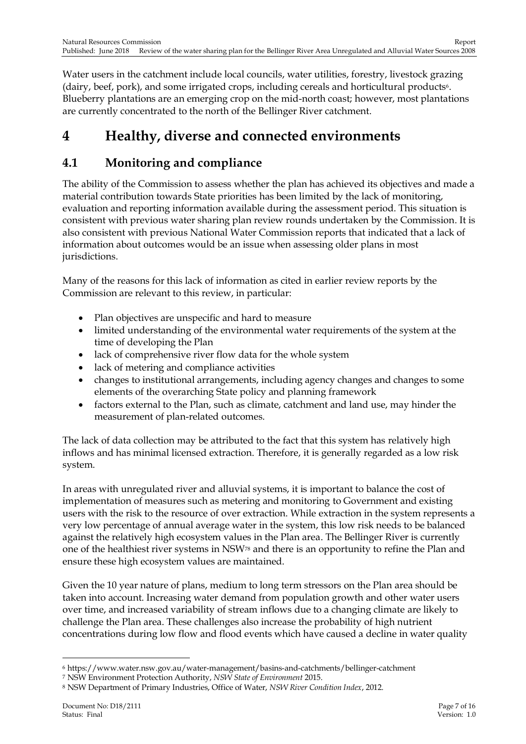Water users in the catchment include local councils, water utilities, forestry, livestock grazing (dairy, beef, pork), and some irrigated crops, including cereals and horticultural products[6]. Blueberry plantations are an emerging crop on the mid-north coast; however, most plantations are currently concentrated to the north of the Bellinger River catchment.

# 4 Healthy, diverse and connected environments

## 4.1 Monitoring and compliance

The ability of the Commission to assess whether the plan has achieved its objectives and made a material contribution towards State priorities has been limited by the lack of monitoring, evaluation and reporting information available during the assessment period. This situation is consistent with previous water sharing plan review rounds undertaken by the Commission. It is also consistent with previous National Water Commission reports that indicated that a lack of information about outcomes would be an issue when assessing older plans in most jurisdictions.

Many of the reasons for this lack of information as cited in earlier review reports by the Commission are relevant to this review, in particular:

- Plan objectives are unspecific and hard to measure
- limited understanding of the environmental water requirements of the system at the time of developing the Plan
- lack of comprehensive river flow data for the whole system
- lack of metering and compliance activities
- changes to institutional arrangements, including agency changes and changes to some elements of the overarching State policy and planning framework
- factors external to the Plan, such as climate, catchment and land use, may hinder the measurement of plan-related outcomes.

The lack of data collection may be attributed to the fact that this system has relatively high inflows and has minimal licensed extraction. Therefore, it is generally regarded as a low risk system.

In areas with unregulated river and alluvial systems, it is important to balance the cost of implementation of measures such as metering and monitoring to Government and existing users with the risk to the resource of over extraction. While extraction in the system represents a very low percentage of annual average water in the system, this low risk needs to be balanced against the relatively high ecosystem values in the Plan area. The Bellinger River is currently one of the healthiest river systems in NSW[7][8] and there is an opportunity to refine the Plan and ensure these high ecosystem values are maintained.

Given the 10 year nature of plans, medium to long term stressors on the Plan area should be taken into account. Increasing water demand from population growth and other water users over time, and increased variability of stream inflows due to a changing climate are likely to challenge the Plan area. These challenges also increase the probability of high nutrient concentrations during low flow and flood events which have caused a decline in water quality

---

[6] https://www.water.nsw.gov.au/water-management/basins-and-catchments/bellinger-catchment

[7] NSW Environment Protection Authority, *NSW State of Environment* 2015.

[8] NSW Department of Primary Industries, Office of Water, *NSW River Condition Index*, 2012.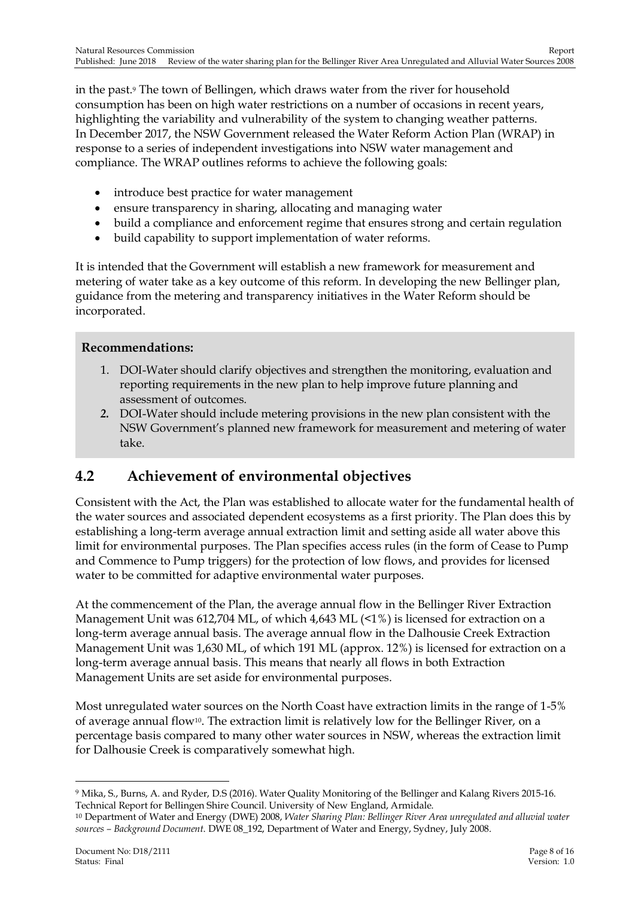in the past.[9] The town of Bellingen, which draws water from the river for household consumption has been on high water restrictions on a number of occasions in recent years, highlighting the variability and vulnerability of the system to changing weather patterns. In December 2017, the NSW Government released the Water Reform Action Plan (WRAP) in response to a series of independent investigations into NSW water management and compliance. The WRAP outlines reforms to achieve the following goals:

- introduce best practice for water management
- ensure transparency in sharing, allocating and managing water
- build a compliance and enforcement regime that ensures strong and certain regulation
- build capability to support implementation of water reforms.

It is intended that the Government will establish a new framework for measurement and metering of water take as a key outcome of this reform. In developing the new Bellinger plan, guidance from the metering and transparency initiatives in the Water Reform should be incorporated.

**Recommendations:**

1. DOI-Water should clarify objectives and strengthen the monitoring, evaluation and reporting requirements in the new plan to help improve future planning and assessment of outcomes.
2. DOI-Water should include metering provisions in the new plan consistent with the NSW Government's planned new framework for measurement and metering of water take.

## 4.2 Achievement of environmental objectives

Consistent with the Act, the Plan was established to allocate water for the fundamental health of the water sources and associated dependent ecosystems as a first priority. The Plan does this by establishing a long-term average annual extraction limit and setting aside all water above this limit for environmental purposes. The Plan specifies access rules (in the form of Cease to Pump and Commence to Pump triggers) for the protection of low flows, and provides for licensed water to be committed for adaptive environmental water purposes.

At the commencement of the Plan, the average annual flow in the Bellinger River Extraction Management Unit was 612,704 ML, of which 4,643 ML (<1%) is licensed for extraction on a long-term average annual basis. The average annual flow in the Dalhousie Creek Extraction Management Unit was 1,630 ML, of which 191 ML (approx. 12%) is licensed for extraction on a long-term average annual basis. This means that nearly all flows in both Extraction Management Units are set aside for environmental purposes.

Most unregulated water sources on the North Coast have extraction limits in the range of 1-5% of average annual flow[10]. The extraction limit is relatively low for the Bellinger River, on a percentage basis compared to many other water sources in NSW, whereas the extraction limit for Dalhousie Creek is comparatively somewhat high.

---

[9] Mika, S., Burns, A. and Ryder, D.S (2016). Water Quality Monitoring of the Bellinger and Kalang Rivers 2015-16. Technical Report for Bellingen Shire Council. University of New England, Armidale.

[10] Department of Water and Energy (DWE) 2008, *Water Sharing Plan: Bellinger River Area unregulated and alluvial water sources – Background Document.* DWE 08_192, Department of Water and Energy, Sydney, July 2008.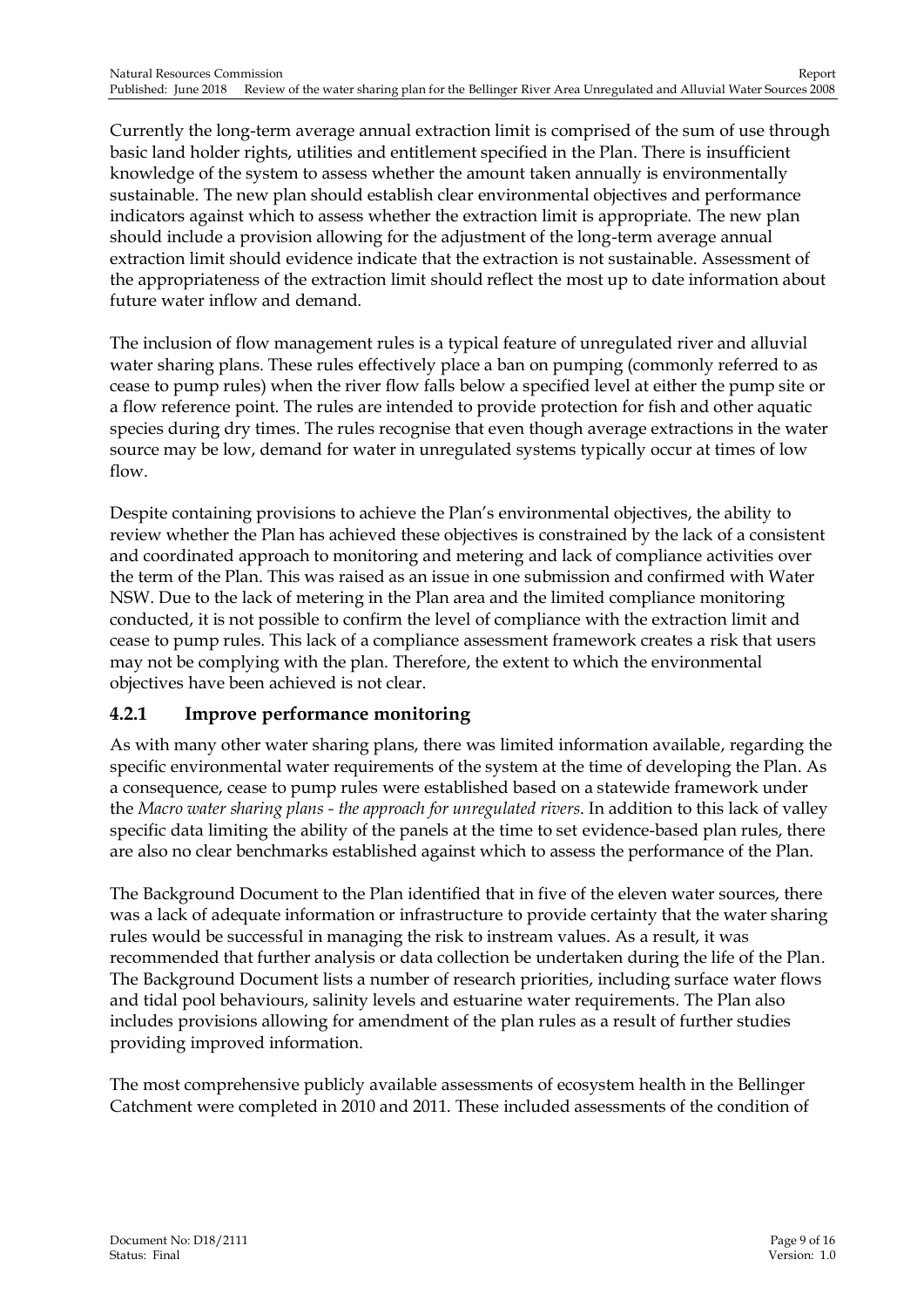Currently the long-term average annual extraction limit is comprised of the sum of use through basic land holder rights, utilities and entitlement specified in the Plan. There is insufficient knowledge of the system to assess whether the amount taken annually is environmentally sustainable. The new plan should establish clear environmental objectives and performance indicators against which to assess whether the extraction limit is appropriate. The new plan should include a provision allowing for the adjustment of the long-term average annual extraction limit should evidence indicate that the extraction is not sustainable. Assessment of the appropriateness of the extraction limit should reflect the most up to date information about future water inflow and demand.

The inclusion of flow management rules is a typical feature of unregulated river and alluvial water sharing plans. These rules effectively place a ban on pumping (commonly referred to as cease to pump rules) when the river flow falls below a specified level at either the pump site or a flow reference point. The rules are intended to provide protection for fish and other aquatic species during dry times. The rules recognise that even though average extractions in the water source may be low, demand for water in unregulated systems typically occur at times of low flow.

Despite containing provisions to achieve the Plan's environmental objectives, the ability to review whether the Plan has achieved these objectives is constrained by the lack of a consistent and coordinated approach to monitoring and metering and lack of compliance activities over the term of the Plan. This was raised as an issue in one submission and confirmed with Water NSW. Due to the lack of metering in the Plan area and the limited compliance monitoring conducted, it is not possible to confirm the level of compliance with the extraction limit and cease to pump rules. This lack of a compliance assessment framework creates a risk that users may not be complying with the plan. Therefore, the extent to which the environmental objectives have been achieved is not clear.

### 4.2.1 Improve performance monitoring

As with many other water sharing plans, there was limited information available, regarding the specific environmental water requirements of the system at the time of developing the Plan. As a consequence, cease to pump rules were established based on a statewide framework under the *Macro water sharing plans - the approach for unregulated rivers*. In addition to this lack of valley specific data limiting the ability of the panels at the time to set evidence-based plan rules, there are also no clear benchmarks established against which to assess the performance of the Plan.

The Background Document to the Plan identified that in five of the eleven water sources, there was a lack of adequate information or infrastructure to provide certainty that the water sharing rules would be successful in managing the risk to instream values. As a result, it was recommended that further analysis or data collection be undertaken during the life of the Plan. The Background Document lists a number of research priorities, including surface water flows and tidal pool behaviours, salinity levels and estuarine water requirements. The Plan also includes provisions allowing for amendment of the plan rules as a result of further studies providing improved information.

The most comprehensive publicly available assessments of ecosystem health in the Bellinger Catchment were completed in 2010 and 2011. These included assessments of the condition of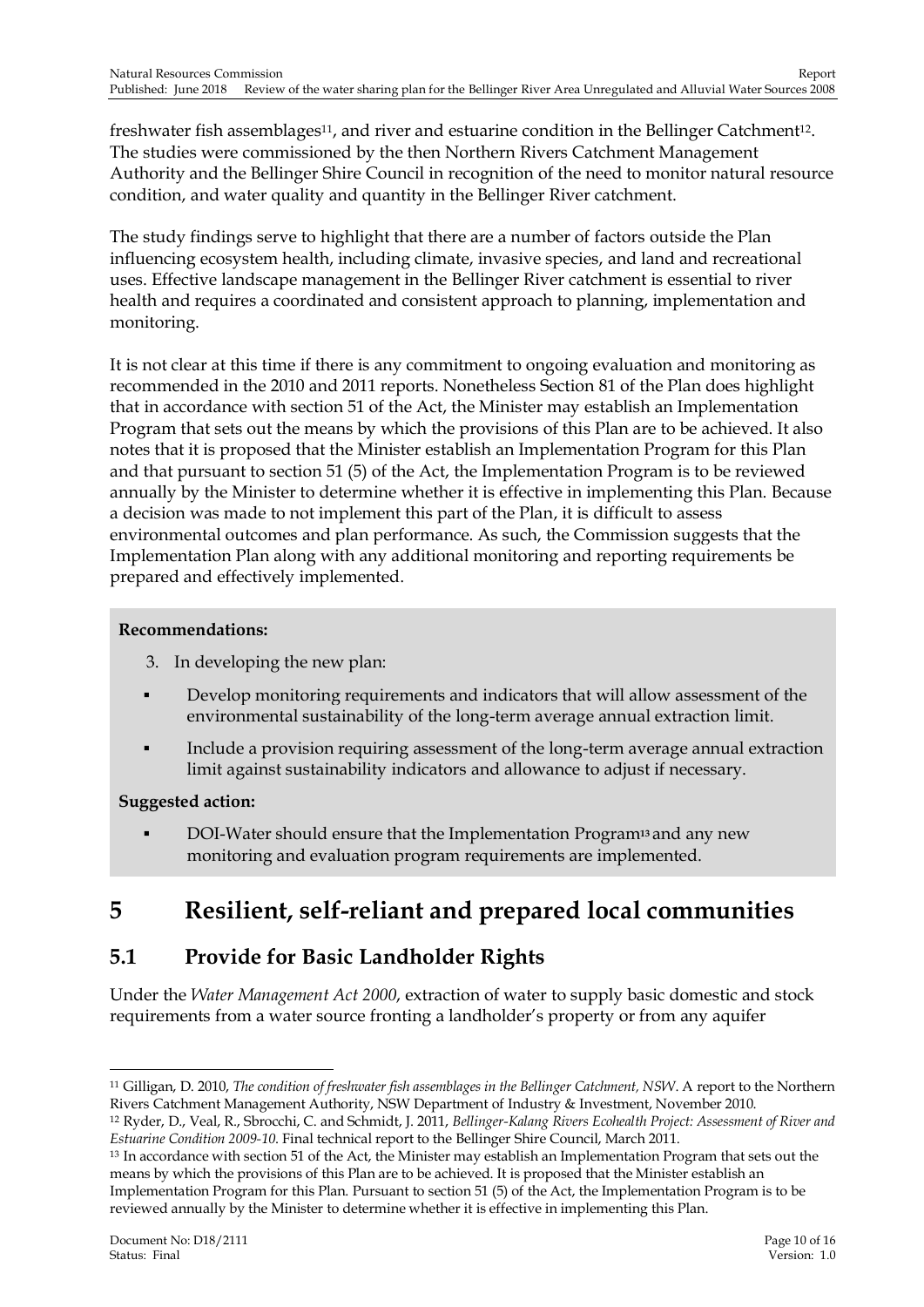freshwater fish assemblages[11], and river and estuarine condition in the Bellinger Catchment[12]. The studies were commissioned by the then Northern Rivers Catchment Management Authority and the Bellinger Shire Council in recognition of the need to monitor natural resource condition, and water quality and quantity in the Bellinger River catchment.

The study findings serve to highlight that there are a number of factors outside the Plan influencing ecosystem health, including climate, invasive species, and land and recreational uses. Effective landscape management in the Bellinger River catchment is essential to river health and requires a coordinated and consistent approach to planning, implementation and monitoring.

It is not clear at this time if there is any commitment to ongoing evaluation and monitoring as recommended in the 2010 and 2011 reports. Nonetheless Section 81 of the Plan does highlight that in accordance with section 51 of the Act, the Minister may establish an Implementation Program that sets out the means by which the provisions of this Plan are to be achieved. It also notes that it is proposed that the Minister establish an Implementation Program for this Plan and that pursuant to section 51 (5) of the Act, the Implementation Program is to be reviewed annually by the Minister to determine whether it is effective in implementing this Plan. Because a decision was made to not implement this part of the Plan, it is difficult to assess environmental outcomes and plan performance. As such, the Commission suggests that the Implementation Plan along with any additional monitoring and reporting requirements be prepared and effectively implemented.

**Recommendations:**

3. In developing the new plan:
   - Develop monitoring requirements and indicators that will allow assessment of the environmental sustainability of the long-term average annual extraction limit.
   - Include a provision requiring assessment of the long-term average annual extraction limit against sustainability indicators and allowance to adjust if necessary.

**Suggested action:**

- DOI-Water should ensure that the Implementation Program[13] and any new monitoring and evaluation program requirements are implemented.

# 5 Resilient, self-reliant and prepared local communities

## 5.1 Provide for Basic Landholder Rights

Under the *Water Management Act 2000*, extraction of water to supply basic domestic and stock requirements from a water source fronting a landholder's property or from any aquifer

---

[11] Gilligan, D. 2010, *The condition of freshwater fish assemblages in the Bellinger Catchment, NSW*. A report to the Northern Rivers Catchment Management Authority, NSW Department of Industry & Investment, November 2010.

[12] Ryder, D., Veal, R., Sbrocchi, C. and Schmidt, J. 2011, *Bellinger-Kalang Rivers Ecohealth Project: Assessment of River and Estuarine Condition 2009-10*. Final technical report to the Bellinger Shire Council, March 2011.

[13] In accordance with section 51 of the Act, the Minister may establish an Implementation Program that sets out the means by which the provisions of this Plan are to be achieved. It is proposed that the Minister establish an Implementation Program for this Plan. Pursuant to section 51 (5) of the Act, the Implementation Program is to be reviewed annually by the Minister to determine whether it is effective in implementing this Plan.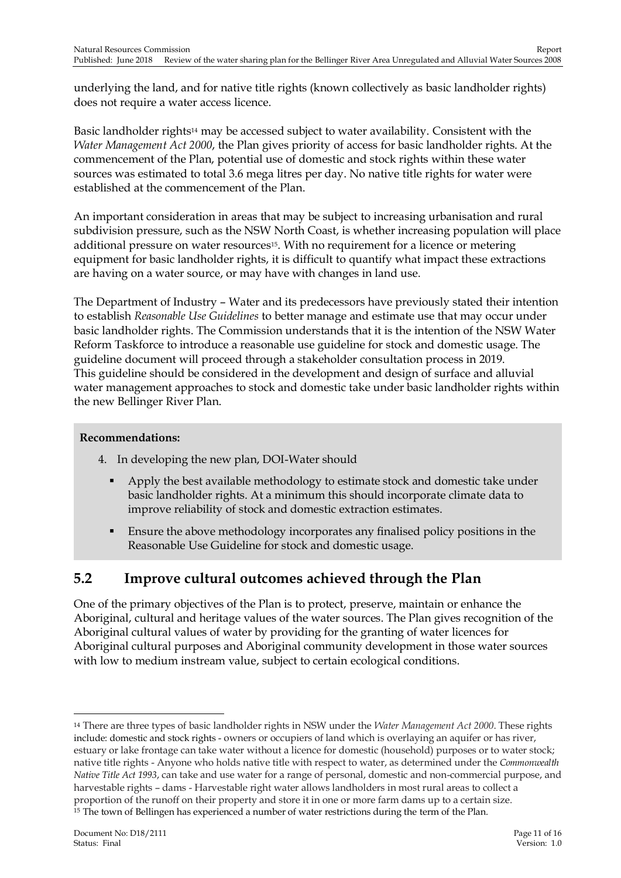underlying the land, and for native title rights (known collectively as basic landholder rights) does not require a water access licence.

Basic landholder rights[14] may be accessed subject to water availability. Consistent with the *Water Management Act 2000*, the Plan gives priority of access for basic landholder rights. At the commencement of the Plan, potential use of domestic and stock rights within these water sources was estimated to total 3.6 mega litres per day. No native title rights for water were established at the commencement of the Plan.

An important consideration in areas that may be subject to increasing urbanisation and rural subdivision pressure, such as the NSW North Coast, is whether increasing population will place additional pressure on water resources[15]. With no requirement for a licence or metering equipment for basic landholder rights, it is difficult to quantify what impact these extractions are having on a water source, or may have with changes in land use.

The Department of Industry – Water and its predecessors have previously stated their intention to establish *Reasonable Use Guidelines* to better manage and estimate use that may occur under basic landholder rights. The Commission understands that it is the intention of the NSW Water Reform Taskforce to introduce a reasonable use guideline for stock and domestic usage. The guideline document will proceed through a stakeholder consultation process in 2019. This guideline should be considered in the development and design of surface and alluvial water management approaches to stock and domestic take under basic landholder rights within the new Bellinger River Plan.

**Recommendations:**

4. In developing the new plan, DOI-Water should
   - Apply the best available methodology to estimate stock and domestic take under basic landholder rights. At a minimum this should incorporate climate data to improve reliability of stock and domestic extraction estimates.
   - Ensure the above methodology incorporates any finalised policy positions in the Reasonable Use Guideline for stock and domestic usage.

## 5.2 Improve cultural outcomes achieved through the Plan

One of the primary objectives of the Plan is to protect, preserve, maintain or enhance the Aboriginal, cultural and heritage values of the water sources. The Plan gives recognition of the Aboriginal cultural values of water by providing for the granting of water licences for Aboriginal cultural purposes and Aboriginal community development in those water sources with low to medium instream value, subject to certain ecological conditions.

---

[14] There are three types of basic landholder rights in NSW under the *Water Management Act 2000*. These rights include: domestic and stock rights - owners or occupiers of land which is overlaying an aquifer or has river, estuary or lake frontage can take water without a licence for domestic (household) purposes or to water stock; native title rights - Anyone who holds native title with respect to water, as determined under the *Commonwealth Native Title Act 1993*, can take and use water for a range of personal, domestic and non-commercial purpose, and harvestable rights – dams - Harvestable right water allows landholders in most rural areas to collect a proportion of the runoff on their property and store it in one or more farm dams up to a certain size.

[15] The town of Bellingen has experienced a number of water restrictions during the term of the Plan.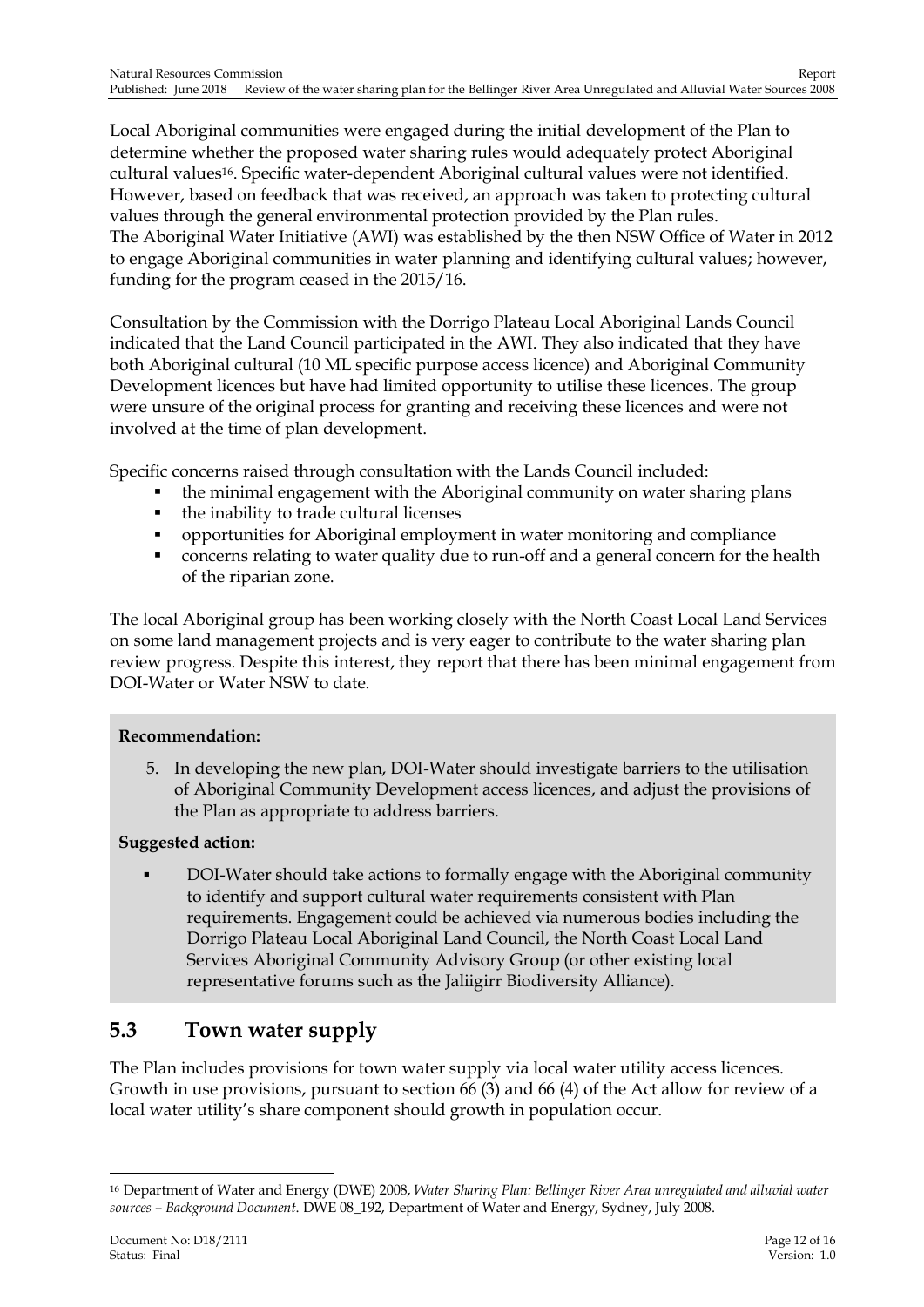Local Aboriginal communities were engaged during the initial development of the Plan to determine whether the proposed water sharing rules would adequately protect Aboriginal cultural values[16]. Specific water-dependent Aboriginal cultural values were not identified. However, based on feedback that was received, an approach was taken to protecting cultural values through the general environmental protection provided by the Plan rules.
The Aboriginal Water Initiative (AWI) was established by the then NSW Office of Water in 2012 to engage Aboriginal communities in water planning and identifying cultural values; however, funding for the program ceased in the 2015/16.

Consultation by the Commission with the Dorrigo Plateau Local Aboriginal Lands Council indicated that the Land Council participated in the AWI. They also indicated that they have both Aboriginal cultural (10 ML specific purpose access licence) and Aboriginal Community Development licences but have had limited opportunity to utilise these licences. The group were unsure of the original process for granting and receiving these licences and were not involved at the time of plan development.

Specific concerns raised through consultation with the Lands Council included:

- the minimal engagement with the Aboriginal community on water sharing plans
- the inability to trade cultural licenses
- opportunities for Aboriginal employment in water monitoring and compliance
- concerns relating to water quality due to run-off and a general concern for the health of the riparian zone.

The local Aboriginal group has been working closely with the North Coast Local Land Services on some land management projects and is very eager to contribute to the water sharing plan review progress. Despite this interest, they report that there has been minimal engagement from DOI-Water or Water NSW to date.

**Recommendation:**

5. In developing the new plan, DOI-Water should investigate barriers to the utilisation of Aboriginal Community Development access licences, and adjust the provisions of the Plan as appropriate to address barriers.

**Suggested action:**

- DOI-Water should take actions to formally engage with the Aboriginal community to identify and support cultural water requirements consistent with Plan requirements. Engagement could be achieved via numerous bodies including the Dorrigo Plateau Local Aboriginal Land Council, the North Coast Local Land Services Aboriginal Community Advisory Group (or other existing local representative forums such as the Jaliigirr Biodiversity Alliance).

## 5.3 Town water supply

The Plan includes provisions for town water supply via local water utility access licences. Growth in use provisions, pursuant to section 66 (3) and 66 (4) of the Act allow for review of a local water utility's share component should growth in population occur.

---

[16] Department of Water and Energy (DWE) 2008, *Water Sharing Plan: Bellinger River Area unregulated and alluvial water sources – Background Document.* DWE 08_192, Department of Water and Energy, Sydney, July 2008.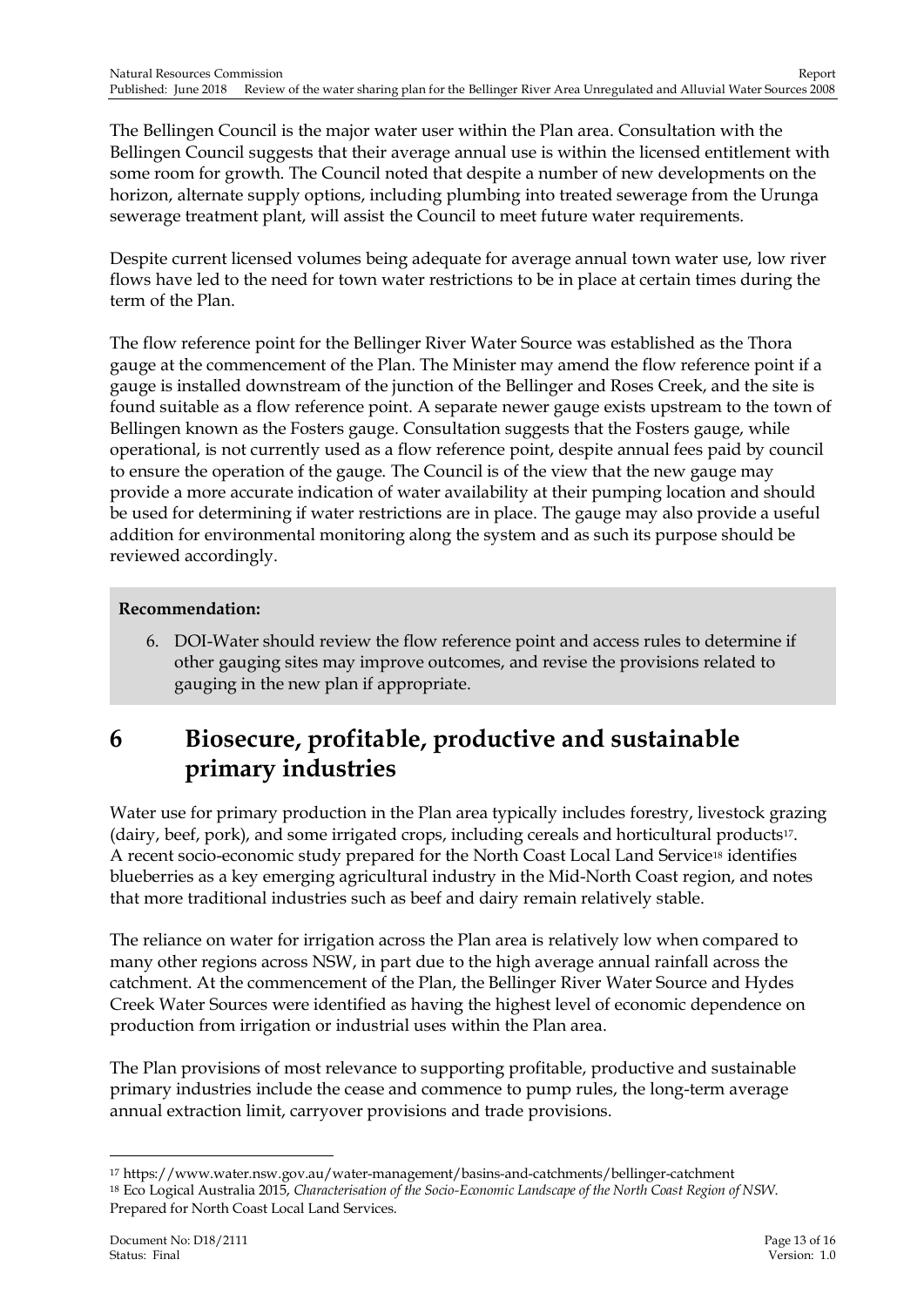The Bellingen Council is the major water user within the Plan area. Consultation with the Bellingen Council suggests that their average annual use is within the licensed entitlement with some room for growth. The Council noted that despite a number of new developments on the horizon, alternate supply options, including plumbing into treated sewerage from the Urunga sewerage treatment plant, will assist the Council to meet future water requirements.

Despite current licensed volumes being adequate for average annual town water use, low river flows have led to the need for town water restrictions to be in place at certain times during the term of the Plan.

The flow reference point for the Bellinger River Water Source was established as the Thora gauge at the commencement of the Plan. The Minister may amend the flow reference point if a gauge is installed downstream of the junction of the Bellinger and Roses Creek, and the site is found suitable as a flow reference point. A separate newer gauge exists upstream to the town of Bellingen known as the Fosters gauge. Consultation suggests that the Fosters gauge, while operational, is not currently used as a flow reference point, despite annual fees paid by council to ensure the operation of the gauge. The Council is of the view that the new gauge may provide a more accurate indication of water availability at their pumping location and should be used for determining if water restrictions are in place. The gauge may also provide a useful addition for environmental monitoring along the system and as such its purpose should be reviewed accordingly.

**Recommendation:**

6. DOI-Water should review the flow reference point and access rules to determine if other gauging sites may improve outcomes, and revise the provisions related to gauging in the new plan if appropriate.

# 6 Biosecure, profitable, productive and sustainable primary industries

Water use for primary production in the Plan area typically includes forestry, livestock grazing (dairy, beef, pork), and some irrigated crops, including cereals and horticultural products[17]. A recent socio-economic study prepared for the North Coast Local Land Service[18] identifies blueberries as a key emerging agricultural industry in the Mid-North Coast region, and notes that more traditional industries such as beef and dairy remain relatively stable.

The reliance on water for irrigation across the Plan area is relatively low when compared to many other regions across NSW, in part due to the high average annual rainfall across the catchment. At the commencement of the Plan, the Bellinger River Water Source and Hydes Creek Water Sources were identified as having the highest level of economic dependence on production from irrigation or industrial uses within the Plan area.

The Plan provisions of most relevance to supporting profitable, productive and sustainable primary industries include the cease and commence to pump rules, the long-term average annual extraction limit, carryover provisions and trade provisions.

---

[17] https://www.water.nsw.gov.au/water-management/basins-and-catchments/bellinger-catchment

[18] Eco Logical Australia 2015, *Characterisation of the Socio-Economic Landscape of the North Coast Region of NSW*. Prepared for North Coast Local Land Services.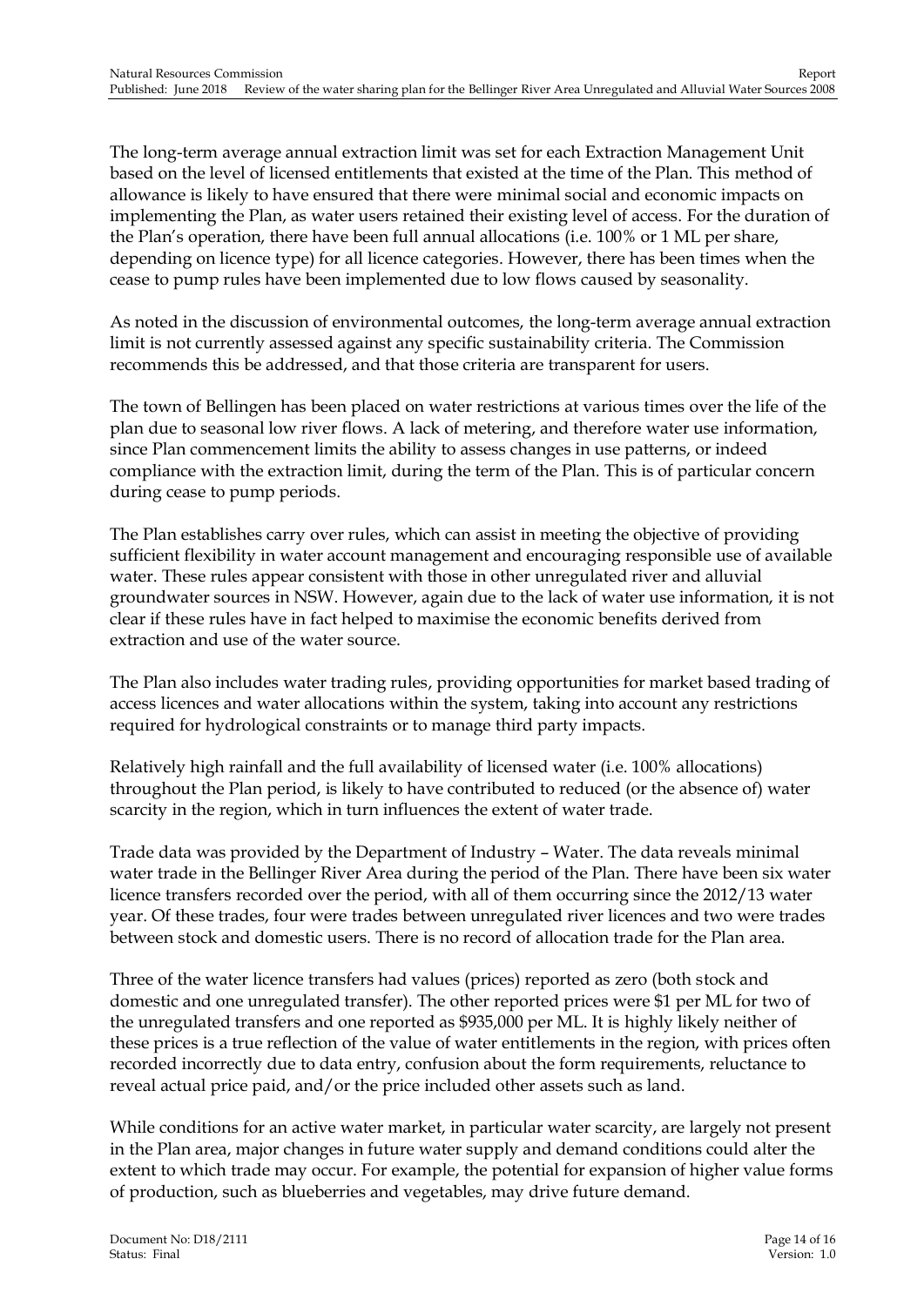The long-term average annual extraction limit was set for each Extraction Management Unit based on the level of licensed entitlements that existed at the time of the Plan. This method of allowance is likely to have ensured that there were minimal social and economic impacts on implementing the Plan, as water users retained their existing level of access. For the duration of the Plan's operation, there have been full annual allocations (i.e. 100% or 1 ML per share, depending on licence type) for all licence categories. However, there has been times when the cease to pump rules have been implemented due to low flows caused by seasonality.

As noted in the discussion of environmental outcomes, the long-term average annual extraction limit is not currently assessed against any specific sustainability criteria. The Commission recommends this be addressed, and that those criteria are transparent for users.

The town of Bellingen has been placed on water restrictions at various times over the life of the plan due to seasonal low river flows. A lack of metering, and therefore water use information, since Plan commencement limits the ability to assess changes in use patterns, or indeed compliance with the extraction limit, during the term of the Plan. This is of particular concern during cease to pump periods.

The Plan establishes carry over rules, which can assist in meeting the objective of providing sufficient flexibility in water account management and encouraging responsible use of available water. These rules appear consistent with those in other unregulated river and alluvial groundwater sources in NSW. However, again due to the lack of water use information, it is not clear if these rules have in fact helped to maximise the economic benefits derived from extraction and use of the water source.

The Plan also includes water trading rules, providing opportunities for market based trading of access licences and water allocations within the system, taking into account any restrictions required for hydrological constraints or to manage third party impacts.

Relatively high rainfall and the full availability of licensed water (i.e. 100% allocations) throughout the Plan period, is likely to have contributed to reduced (or the absence of) water scarcity in the region, which in turn influences the extent of water trade.

Trade data was provided by the Department of Industry – Water. The data reveals minimal water trade in the Bellinger River Area during the period of the Plan. There have been six water licence transfers recorded over the period, with all of them occurring since the 2012/13 water year. Of these trades, four were trades between unregulated river licences and two were trades between stock and domestic users. There is no record of allocation trade for the Plan area.

Three of the water licence transfers had values (prices) reported as zero (both stock and domestic and one unregulated transfer). The other reported prices were $1 per ML for two of the unregulated transfers and one reported as $935,000 per ML. It is highly likely neither of these prices is a true reflection of the value of water entitlements in the region, with prices often recorded incorrectly due to data entry, confusion about the form requirements, reluctance to reveal actual price paid, and/or the price included other assets such as land.

While conditions for an active water market, in particular water scarcity, are largely not present in the Plan area, major changes in future water supply and demand conditions could alter the extent to which trade may occur. For example, the potential for expansion of higher value forms of production, such as blueberries and vegetables, may drive future demand.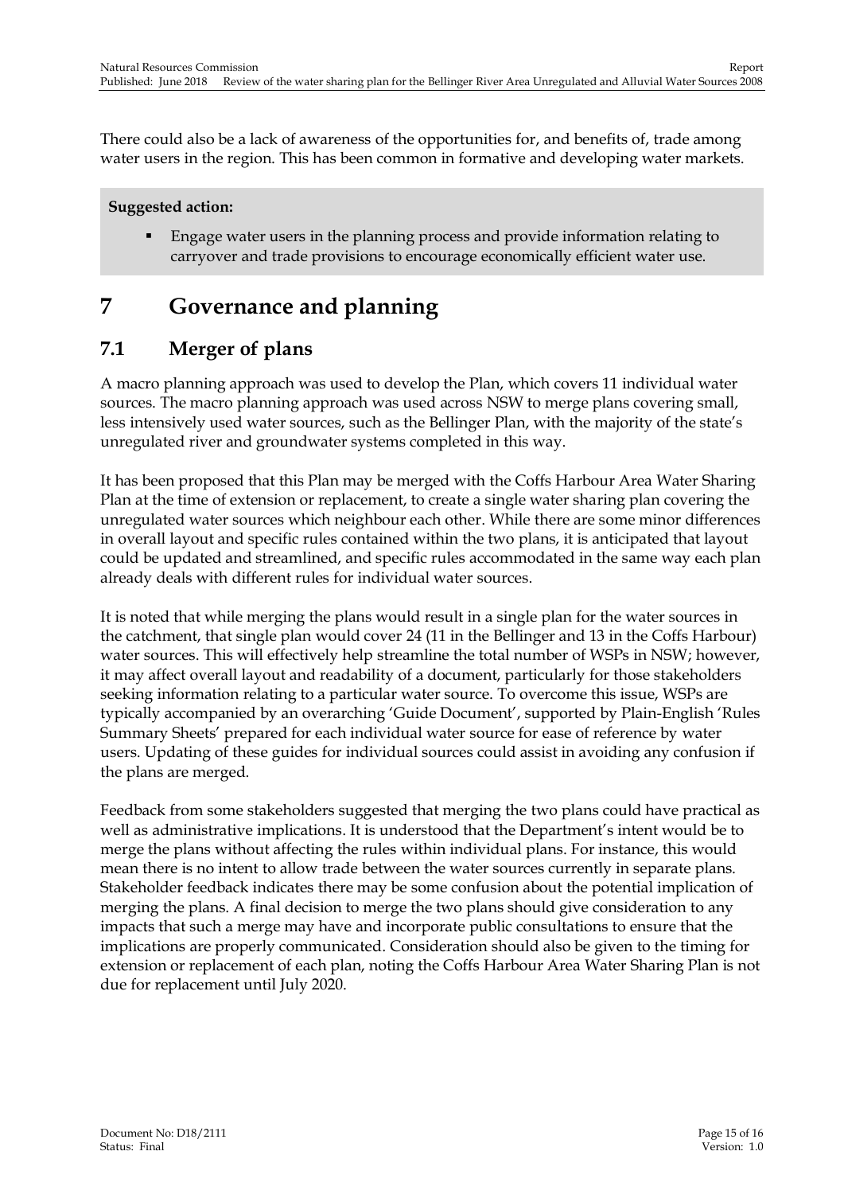There could also be a lack of awareness of the opportunities for, and benefits of, trade among water users in the region. This has been common in formative and developing water markets.

**Suggested action:**

- Engage water users in the planning process and provide information relating to carryover and trade provisions to encourage economically efficient water use.

# 7 Governance and planning

## 7.1 Merger of plans

A macro planning approach was used to develop the Plan, which covers 11 individual water sources. The macro planning approach was used across NSW to merge plans covering small, less intensively used water sources, such as the Bellinger Plan, with the majority of the state's unregulated river and groundwater systems completed in this way.

It has been proposed that this Plan may be merged with the Coffs Harbour Area Water Sharing Plan at the time of extension or replacement, to create a single water sharing plan covering the unregulated water sources which neighbour each other. While there are some minor differences in overall layout and specific rules contained within the two plans, it is anticipated that layout could be updated and streamlined, and specific rules accommodated in the same way each plan already deals with different rules for individual water sources.

It is noted that while merging the plans would result in a single plan for the water sources in the catchment, that single plan would cover 24 (11 in the Bellinger and 13 in the Coffs Harbour) water sources. This will effectively help streamline the total number of WSPs in NSW; however, it may affect overall layout and readability of a document, particularly for those stakeholders seeking information relating to a particular water source. To overcome this issue, WSPs are typically accompanied by an overarching 'Guide Document', supported by Plain-English 'Rules Summary Sheets' prepared for each individual water source for ease of reference by water users. Updating of these guides for individual sources could assist in avoiding any confusion if the plans are merged.

Feedback from some stakeholders suggested that merging the two plans could have practical as well as administrative implications. It is understood that the Department's intent would be to merge the plans without affecting the rules within individual plans. For instance, this would mean there is no intent to allow trade between the water sources currently in separate plans. Stakeholder feedback indicates there may be some confusion about the potential implication of merging the plans. A final decision to merge the two plans should give consideration to any impacts that such a merge may have and incorporate public consultations to ensure that the implications are properly communicated. Consideration should also be given to the timing for extension or replacement of each plan, noting the Coffs Harbour Area Water Sharing Plan is not due for replacement until July 2020.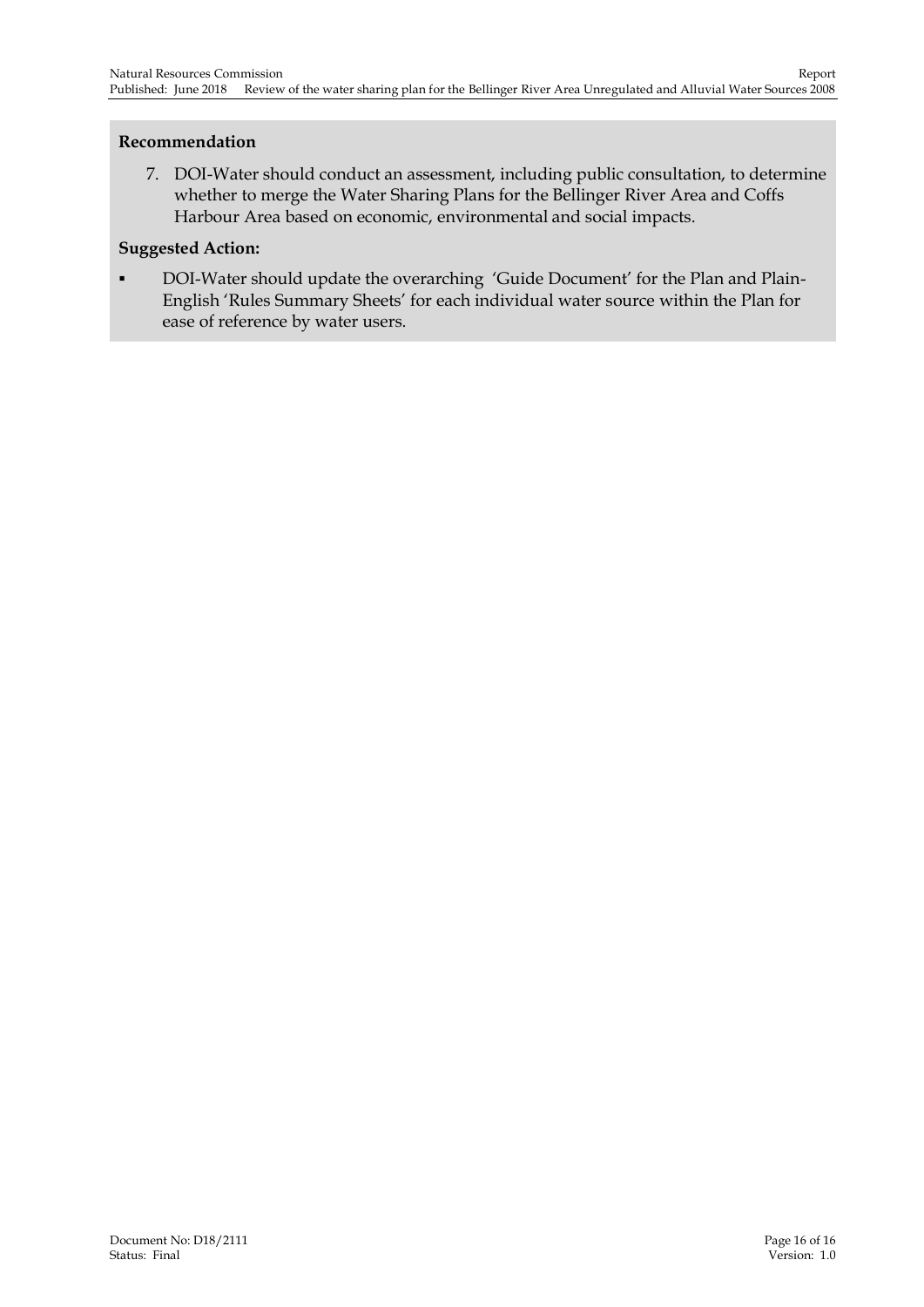**Recommendation**

7. DOI-Water should conduct an assessment, including public consultation, to determine whether to merge the Water Sharing Plans for the Bellinger River Area and Coffs Harbour Area based on economic, environmental and social impacts.

**Suggested Action:**

- DOI-Water should update the overarching 'Guide Document' for the Plan and Plain-English 'Rules Summary Sheets' for each individual water source within the Plan for ease of reference by water users.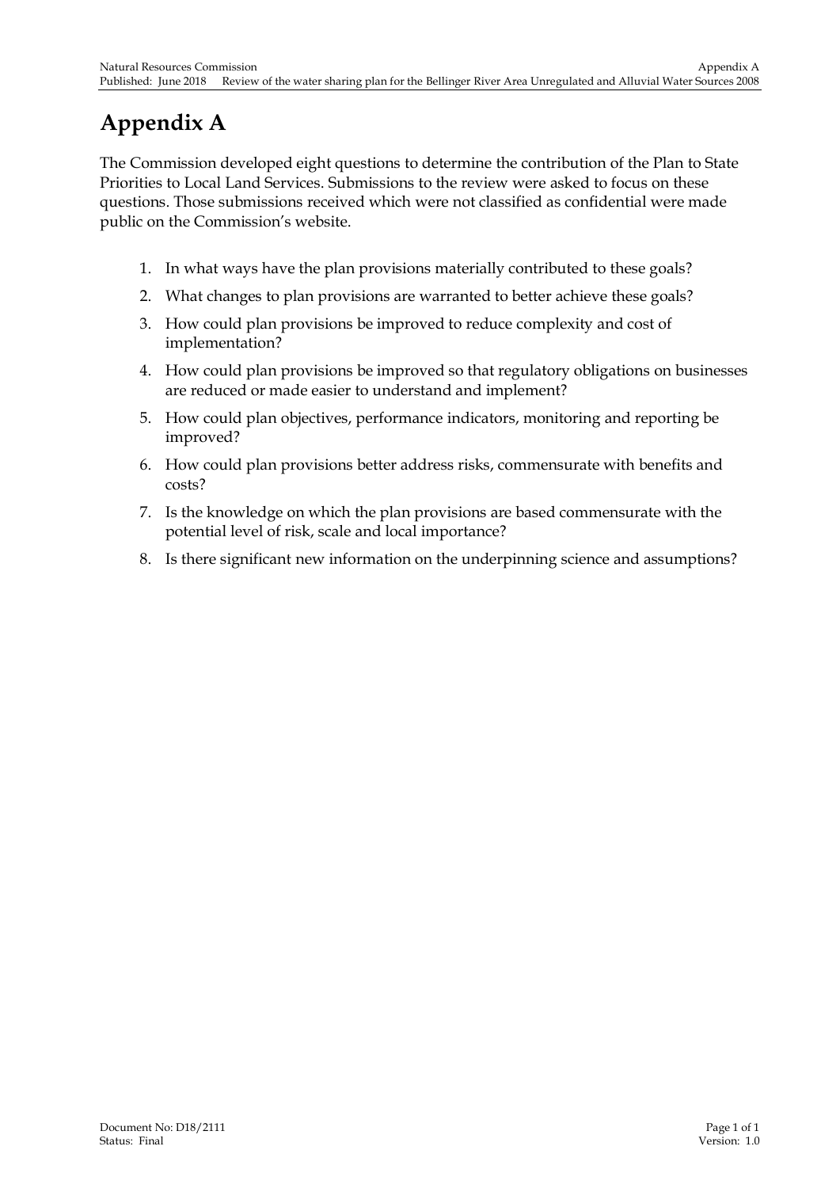# Appendix A

The Commission developed eight questions to determine the contribution of the Plan to State Priorities to Local Land Services. Submissions to the review were asked to focus on these questions. Those submissions received which were not classified as confidential were made public on the Commission's website.

1. In what ways have the plan provisions materially contributed to these goals?
2. What changes to plan provisions are warranted to better achieve these goals?
3. How could plan provisions be improved to reduce complexity and cost of implementation?
4. How could plan provisions be improved so that regulatory obligations on businesses are reduced or made easier to understand and implement?
5. How could plan objectives, performance indicators, monitoring and reporting be improved?
6. How could plan provisions better address risks, commensurate with benefits and costs?
7. Is the knowledge on which the plan provisions are based commensurate with the potential level of risk, scale and local importance?
8. Is there significant new information on the underpinning science and assumptions?